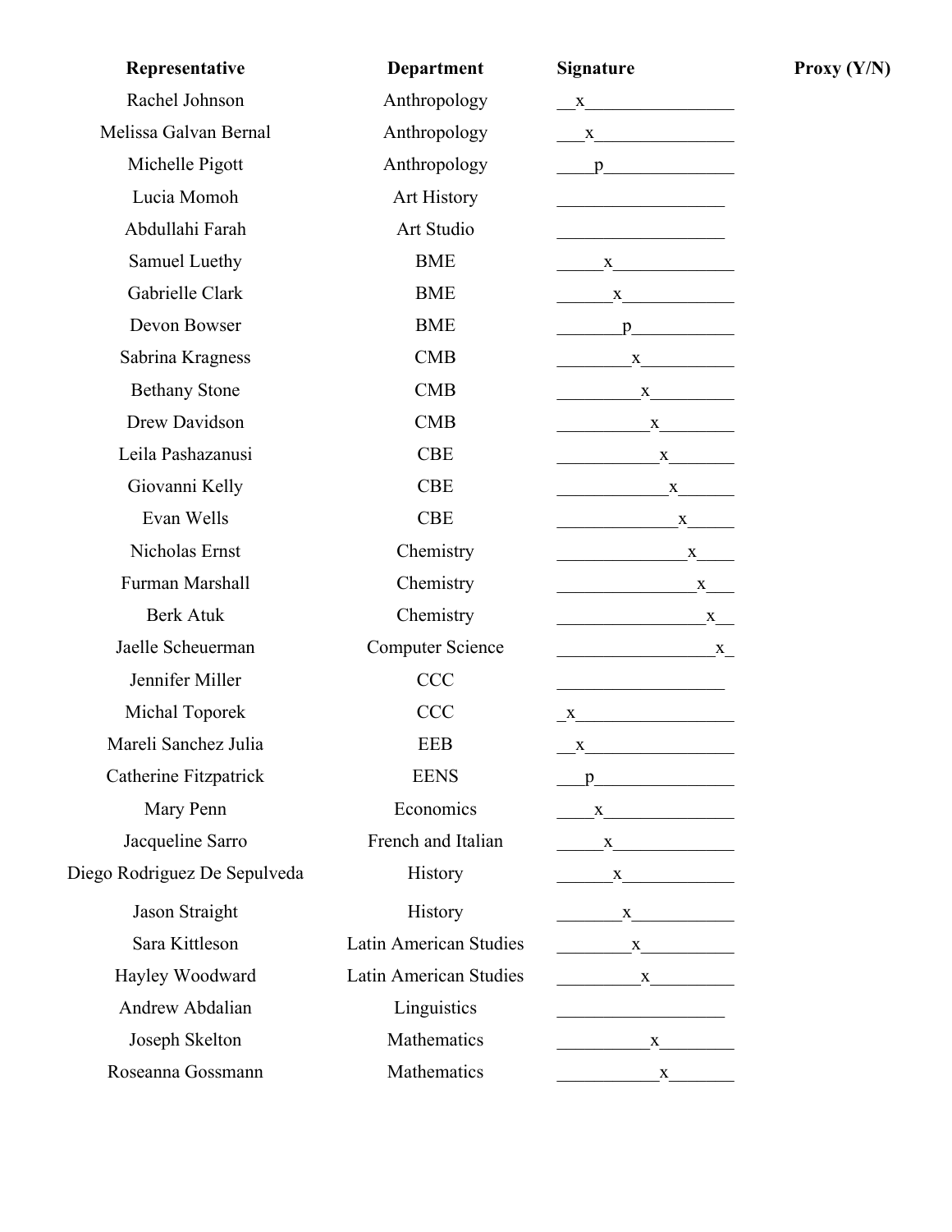| Representative | Department | Signature | Proxy (Y/N) |
|---|---|---|---|
| Rachel Johnson | Anthropology | x | |
| Melissa Galvan Bernal | Anthropology | x | |
| Michelle Pigott | Anthropology | p | |
| Lucia Momoh | Art History | | |
| Abdullahi Farah | Art Studio | | |
| Samuel Luethy | BME | x | |
| Gabrielle Clark | BME | x | |
| Devon Bowser | BME | p | |
| Sabrina Kragness | CMB | x | |
| Bethany Stone | CMB | x | |
| Drew Davidson | CMB | x | |
| Leila Pashazanusi | CBE | x | |
| Giovanni Kelly | CBE | x | |
| Evan Wells | CBE | x | |
| Nicholas Ernst | Chemistry | x | |
| Furman Marshall | Chemistry | x | |
| Berk Atuk | Chemistry | x | |
| Jaelle Scheuerman | Computer Science | x | |
| Jennifer Miller | CCC | | |
| Michal Toporek | CCC | x | |
| Mareli Sanchez Julia | EEB | x | |
| Catherine Fitzpatrick | EENS | p | |
| Mary Penn | Economics | x | |
| Jacqueline Sarro | French and Italian | x | |
| Diego Rodriguez De Sepulveda | History | x | |
| Jason Straight | History | x | |
| Sara Kittleson | Latin American Studies | x | |
| Hayley Woodward | Latin American Studies | x | |
| Andrew Abdalian | Linguistics | | |
| Joseph Skelton | Mathematics | x | |
| Roseanna Gossmann | Mathematics | x | |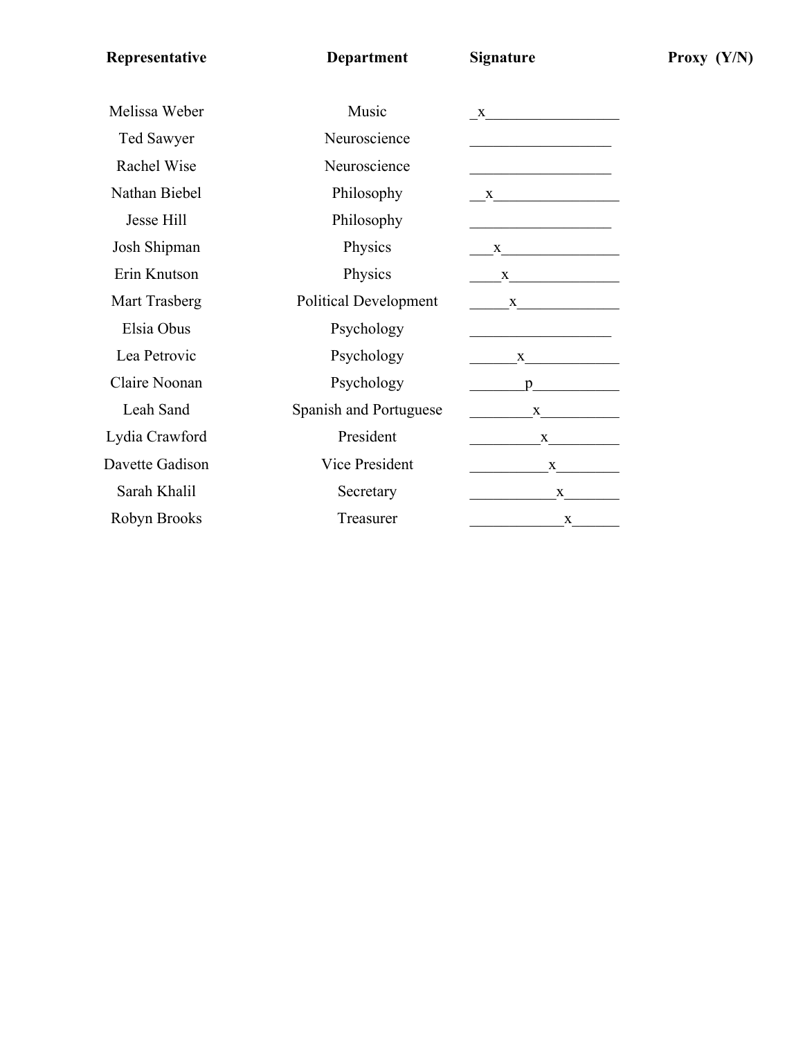| Representative | Department | Signature | Proxy (Y/N) |
|---|---|---|---|
| Melissa Weber | Music | x | |
| Ted Sawyer | Neuroscience | | |
| Rachel Wise | Neuroscience | | |
| Nathan Biebel | Philosophy | x | |
| Jesse Hill | Philosophy | | |
| Josh Shipman | Physics | x | |
| Erin Knutson | Physics | x | |
| Mart Trasberg | Political Development | x | |
| Elsia Obus | Psychology | | |
| Lea Petrovic | Psychology | x | |
| Claire Noonan | Psychology | p | |
| Leah Sand | Spanish and Portuguese | x | |
| Lydia Crawford | President | x | |
| Davette Gadison | Vice President | x | |
| Sarah Khalil | Secretary | x | |
| Robyn Brooks | Treasurer | x | |